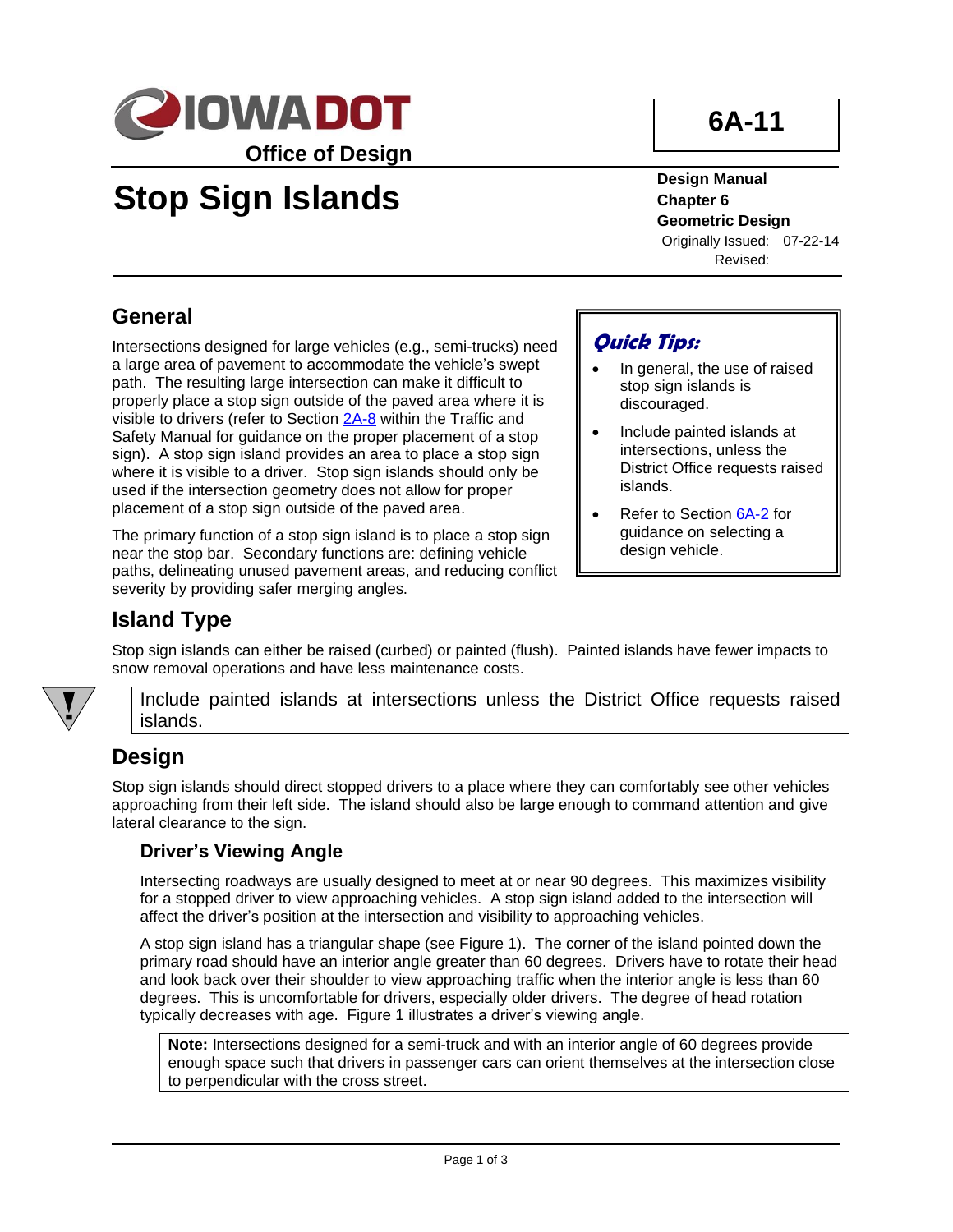**IOWA DOT**

**Office of Design**

# Stop Sign Islands

**6A-11**

**Design Manual**
**Chapter 6**
**Geometric Design**
Originally Issued: 07-22-14
Revised:

## General

Intersections designed for large vehicles (e.g., semi-trucks) need a large area of pavement to accommodate the vehicle's swept path. The resulting large intersection can make it difficult to properly place a stop sign outside of the paved area where it is visible to drivers (refer to Section 2A-8 within the Traffic and Safety Manual for guidance on the proper placement of a stop sign). A stop sign island provides an area to place a stop sign where it is visible to a driver. Stop sign islands should only be used if the intersection geometry does not allow for proper placement of a stop sign outside of the paved area.

The primary function of a stop sign island is to place a stop sign near the stop bar. Secondary functions are: defining vehicle paths, delineating unused pavement areas, and reducing conflict severity by providing safer merging angles.

> ***Quick Tips:***
>
> - In general, the use of raised stop sign islands is discouraged.
> - Include painted islands at intersections, unless the District Office requests raised islands.
> - Refer to Section 6A-2 for guidance on selecting a design vehicle.

## Island Type

Stop sign islands can either be raised (curbed) or painted (flush). Painted islands have fewer impacts to snow removal operations and have less maintenance costs.

> Include painted islands at intersections unless the District Office requests raised islands.

## Design

Stop sign islands should direct stopped drivers to a place where they can comfortably see other vehicles approaching from their left side. The island should also be large enough to command attention and give lateral clearance to the sign.

### Driver's Viewing Angle

Intersecting roadways are usually designed to meet at or near 90 degrees. This maximizes visibility for a stopped driver to view approaching vehicles. A stop sign island added to the intersection will affect the driver's position at the intersection and visibility to approaching vehicles.

A stop sign island has a triangular shape (see Figure 1). The corner of the island pointed down the primary road should have an interior angle greater than 60 degrees. Drivers have to rotate their head and look back over their shoulder to view approaching traffic when the interior angle is less than 60 degrees. This is uncomfortable for drivers, especially older drivers. The degree of head rotation typically decreases with age. Figure 1 illustrates a driver's viewing angle.

> **Note:** Intersections designed for a semi-truck and with an interior angle of 60 degrees provide enough space such that drivers in passenger cars can orient themselves at the intersection close to perpendicular with the cross street.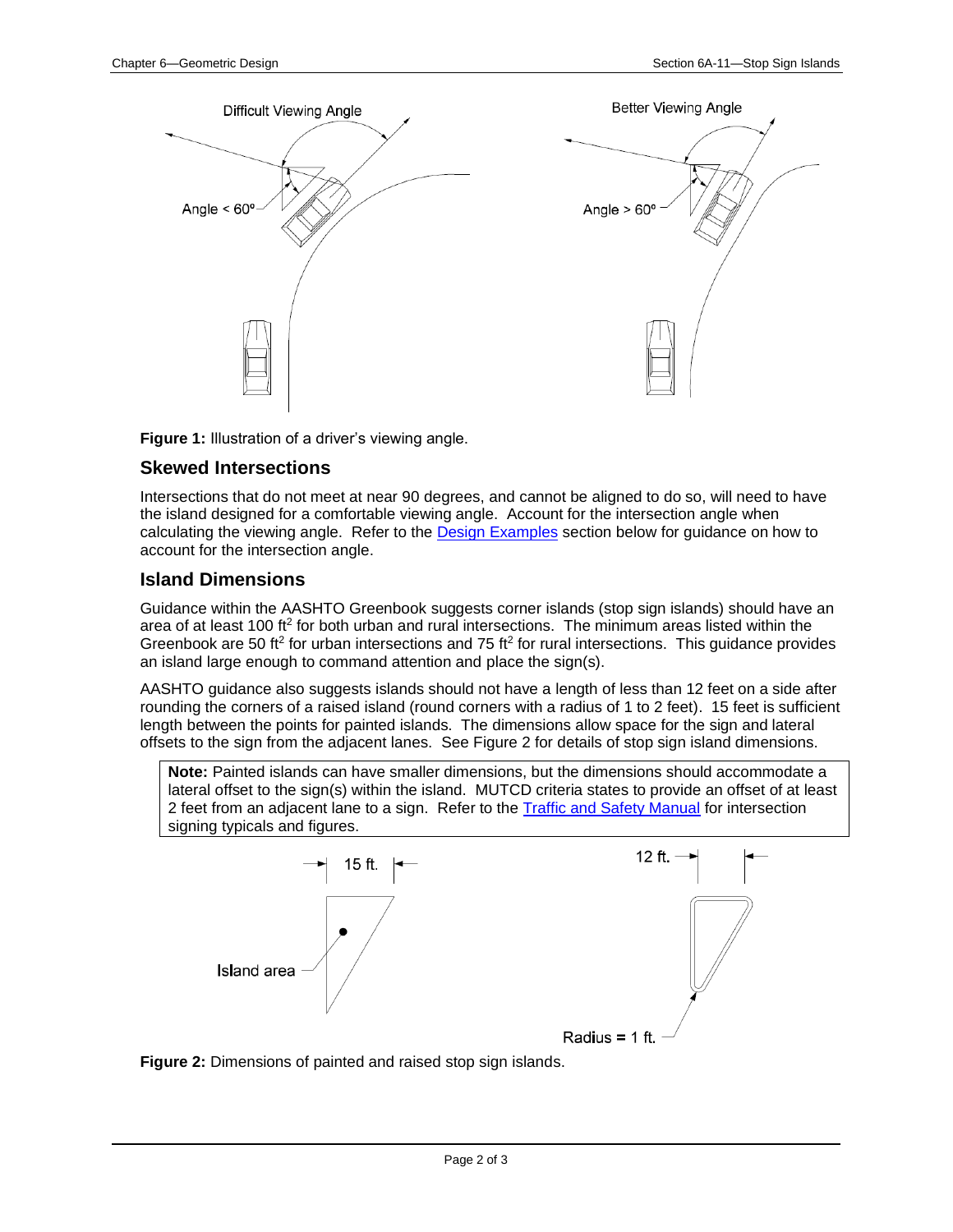**Figure 1:** Illustration of a driver's viewing angle.

## Skewed Intersections

Intersections that do not meet at near 90 degrees, and cannot be aligned to do so, will need to have the island designed for a comfortable viewing angle. Account for the intersection angle when calculating the viewing angle. Refer to the [Design Examples](#) section below for guidance on how to account for the intersection angle.

## Island Dimensions

Guidance within the AASHTO Greenbook suggests corner islands (stop sign islands) should have an area of at least 100 $ft^2$ for both urban and rural intersections. The minimum areas listed within the Greenbook are 50 $ft^2$ for urban intersections and 75 $ft^2$ for rural intersections. This guidance provides an island large enough to command attention and place the sign(s).

AASHTO guidance also suggests islands should not have a length of less than 12 feet on a side after rounding the corners of a raised island (round corners with a radius of 1 to 2 feet). 15 feet is sufficient length between the points for painted islands. The dimensions allow space for the sign and lateral offsets to the sign from the adjacent lanes. See Figure 2 for details of stop sign island dimensions.

> **Note:** Painted islands can have smaller dimensions, but the dimensions should accommodate a lateral offset to the sign(s) within the island. MUTCD criteria states to provide an offset of at least 2 feet from an adjacent lane to a sign. Refer to the [Traffic and Safety Manual](#) for intersection signing typicals and figures.

**Figure 2:** Dimensions of painted and raised stop sign islands.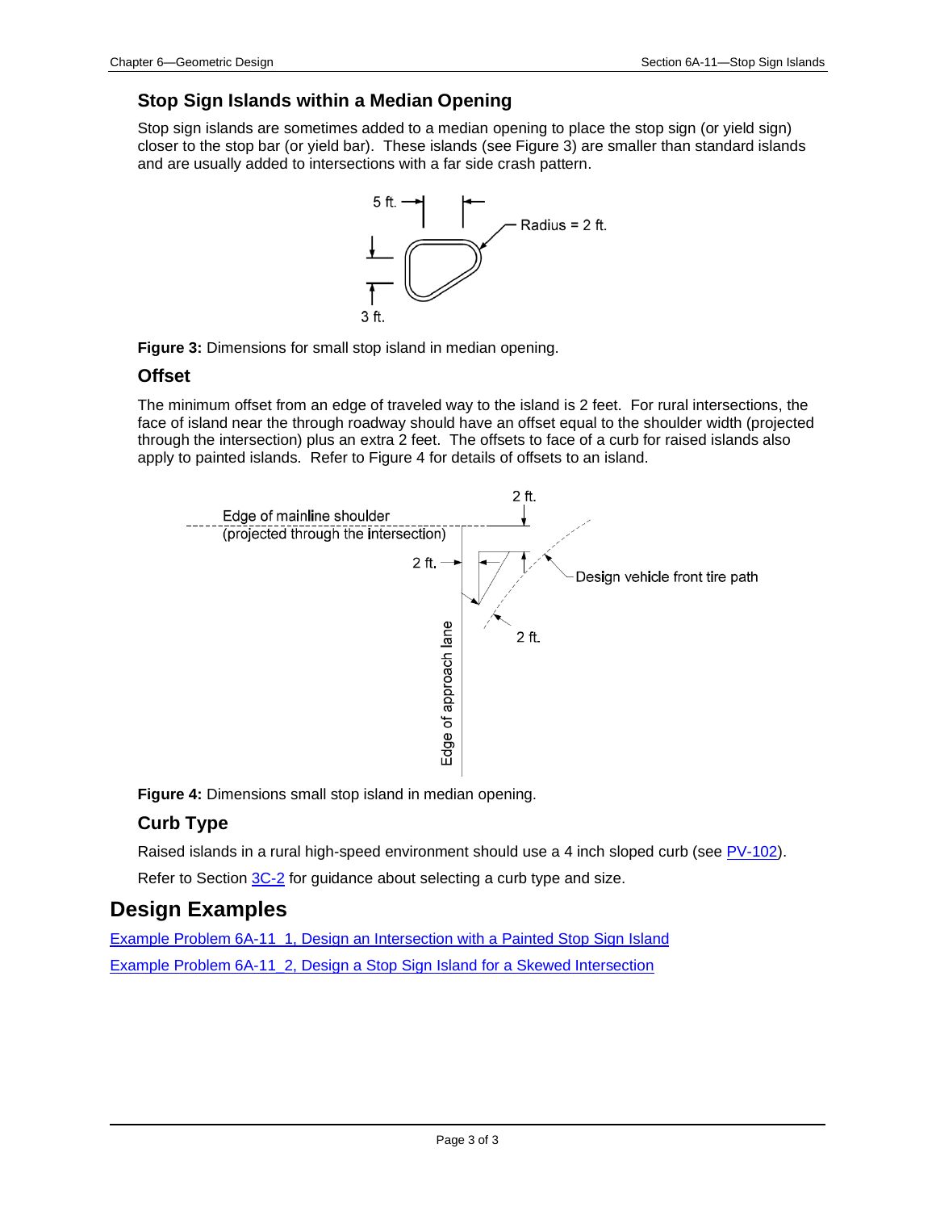### Stop Sign Islands within a Median Opening

Stop sign islands are sometimes added to a median opening to place the stop sign (or yield sign) closer to the stop bar (or yield bar). These islands (see Figure 3) are smaller than standard islands and are usually added to intersections with a far side crash pattern.

**Figure 3:** Dimensions for small stop island in median opening.

### Offset

The minimum offset from an edge of traveled way to the island is 2 feet. For rural intersections, the face of island near the through roadway should have an offset equal to the shoulder width (projected through the intersection) plus an extra 2 feet. The offsets to face of a curb for raised islands also apply to painted islands. Refer to Figure 4 for details of offsets to an island.

**Figure 4:** Dimensions small stop island in median opening.

### Curb Type

Raised islands in a rural high-speed environment should use a 4 inch sloped curb (see PV-102).

Refer to Section 3C-2 for guidance about selecting a curb type and size.

## Design Examples

Example Problem 6A-11_1, Design an Intersection with a Painted Stop Sign Island

Example Problem 6A-11_2, Design a Stop Sign Island for a Skewed Intersection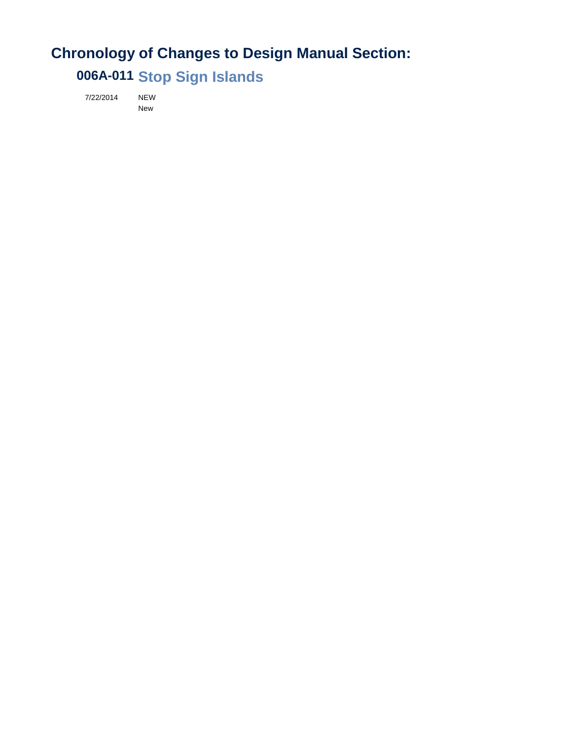# Chronology of Changes to Design Manual Section:

## 006A-011 Stop Sign Islands

| | |
|---|---|
| 7/22/2014 | NEW<br>New |